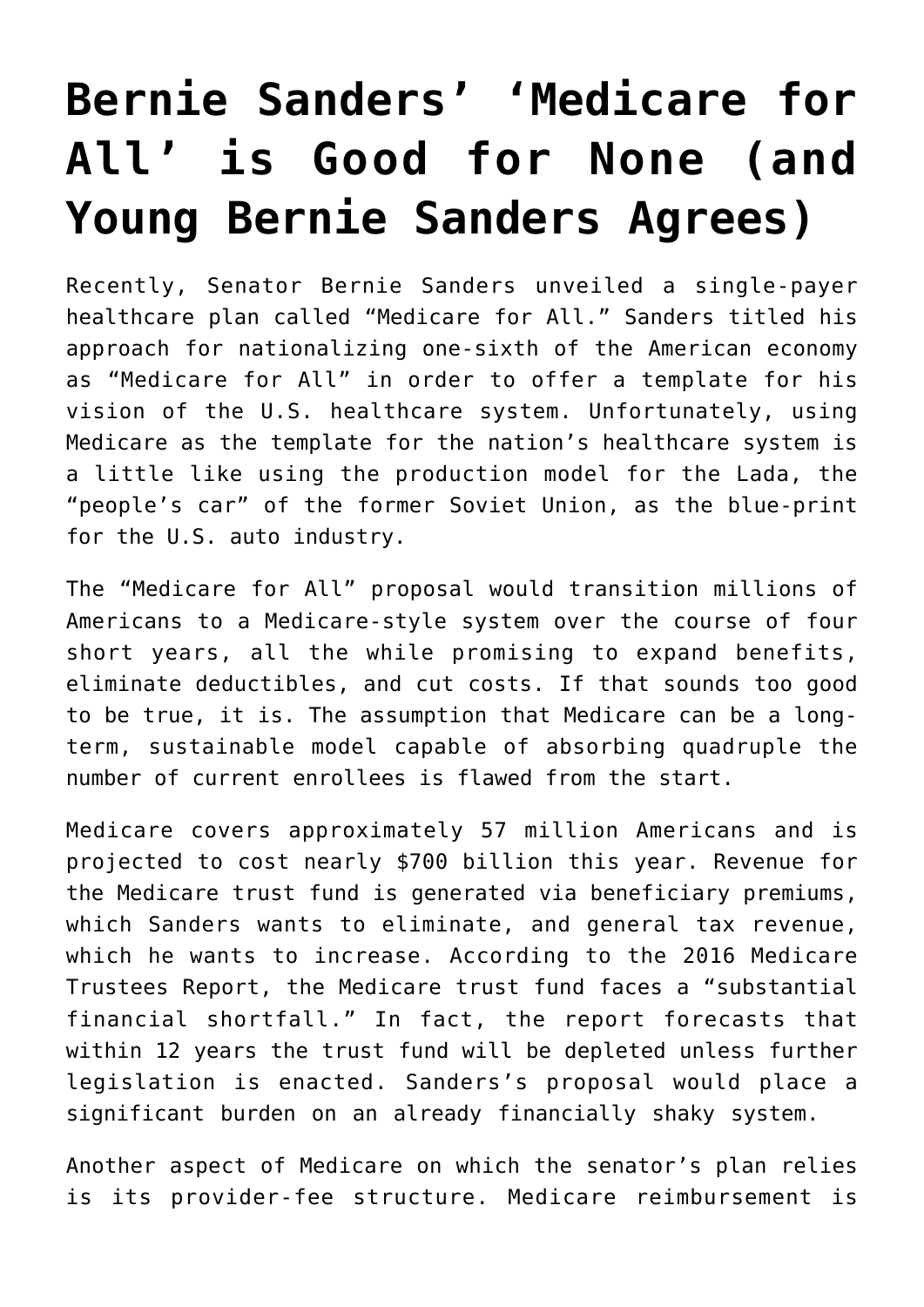# Bernie Sanders' 'Medicare for All' is Good for None (and Young Bernie Sanders Agrees)

Recently, Senator Bernie Sanders unveiled a single-payer healthcare plan called "Medicare for All." Sanders titled his approach for nationalizing one-sixth of the American economy as "Medicare for All" in order to offer a template for his vision of the U.S. healthcare system. Unfortunately, using Medicare as the template for the nation's healthcare system is a little like using the production model for the Lada, the "people's car" of the former Soviet Union, as the blue-print for the U.S. auto industry.

The "Medicare for All" proposal would transition millions of Americans to a Medicare-style system over the course of four short years, all the while promising to expand benefits, eliminate deductibles, and cut costs. If that sounds too good to be true, it is. The assumption that Medicare can be a long-term, sustainable model capable of absorbing quadruple the number of current enrollees is flawed from the start.

Medicare covers approximately 57 million Americans and is projected to cost nearly $700 billion this year. Revenue for the Medicare trust fund is generated via beneficiary premiums, which Sanders wants to eliminate, and general tax revenue, which he wants to increase. According to the 2016 Medicare Trustees Report, the Medicare trust fund faces a "substantial financial shortfall." In fact, the report forecasts that within 12 years the trust fund will be depleted unless further legislation is enacted. Sanders's proposal would place a significant burden on an already financially shaky system.

Another aspect of Medicare on which the senator's plan relies is its provider-fee structure. Medicare reimbursement is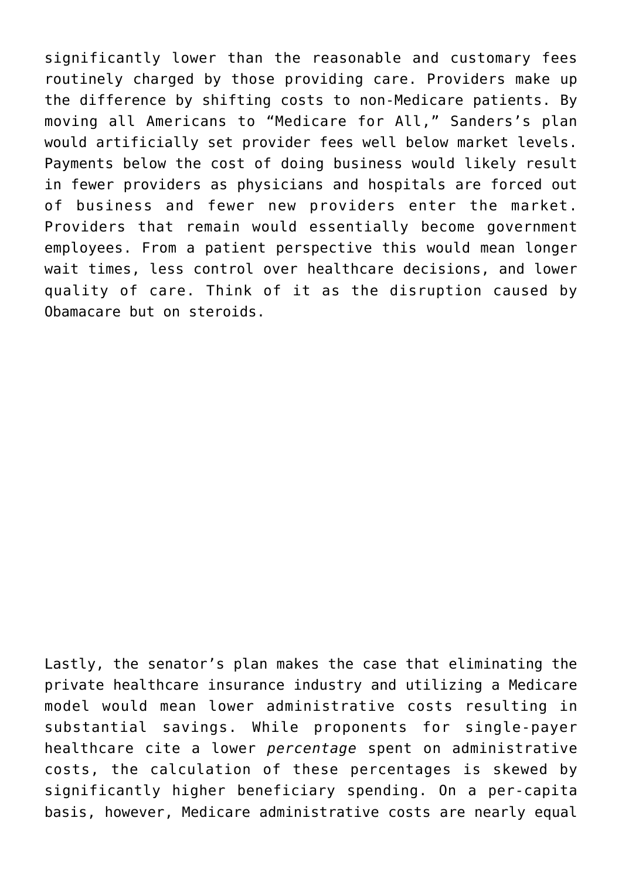significantly lower than the reasonable and customary fees routinely charged by those providing care. Providers make up the difference by shifting costs to non-Medicare patients. By moving all Americans to "Medicare for All," Sanders's plan would artificially set provider fees well below market levels. Payments below the cost of doing business would likely result in fewer providers as physicians and hospitals are forced out of business and fewer new providers enter the market. Providers that remain would essentially become government employees. From a patient perspective this would mean longer wait times, less control over healthcare decisions, and lower quality of care. Think of it as the disruption caused by Obamacare but on steroids.

Lastly, the senator's plan makes the case that eliminating the private healthcare insurance industry and utilizing a Medicare model would mean lower administrative costs resulting in substantial savings. While proponents for single-payer healthcare cite a lower *percentage* spent on administrative costs, the calculation of these percentages is skewed by significantly higher beneficiary spending. On a per-capita basis, however, Medicare administrative costs are nearly equal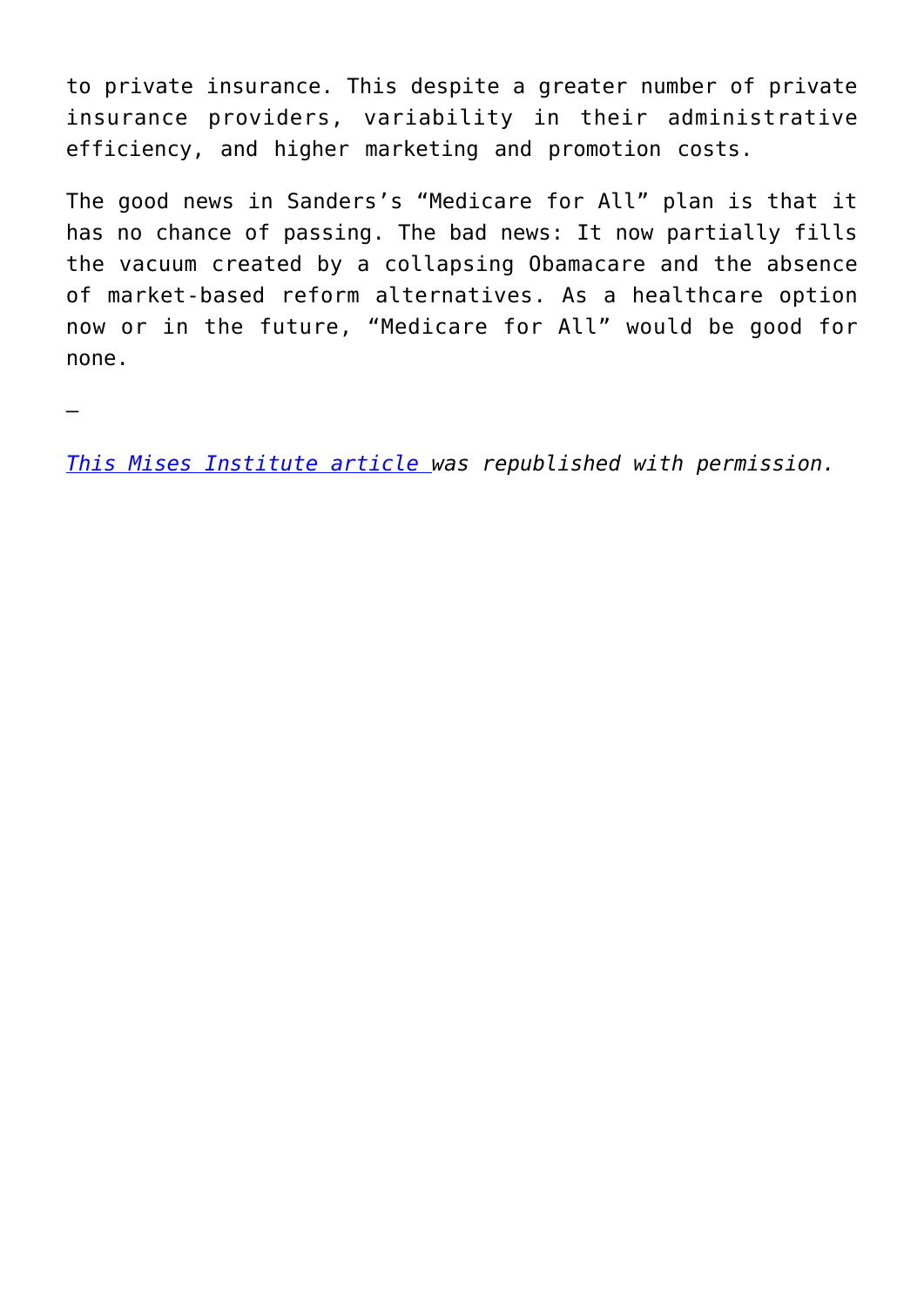to private insurance. This despite a greater number of private insurance providers, variability in their administrative efficiency, and higher marketing and promotion costs.

The good news in Sanders's "Medicare for All" plan is that it has no chance of passing. The bad news: It now partially fills the vacuum created by a collapsing Obamacare and the absence of market-based reform alternatives. As a healthcare option now or in the future, "Medicare for All" would be good for none.

—

*This Mises Institute article was republished with permission.*